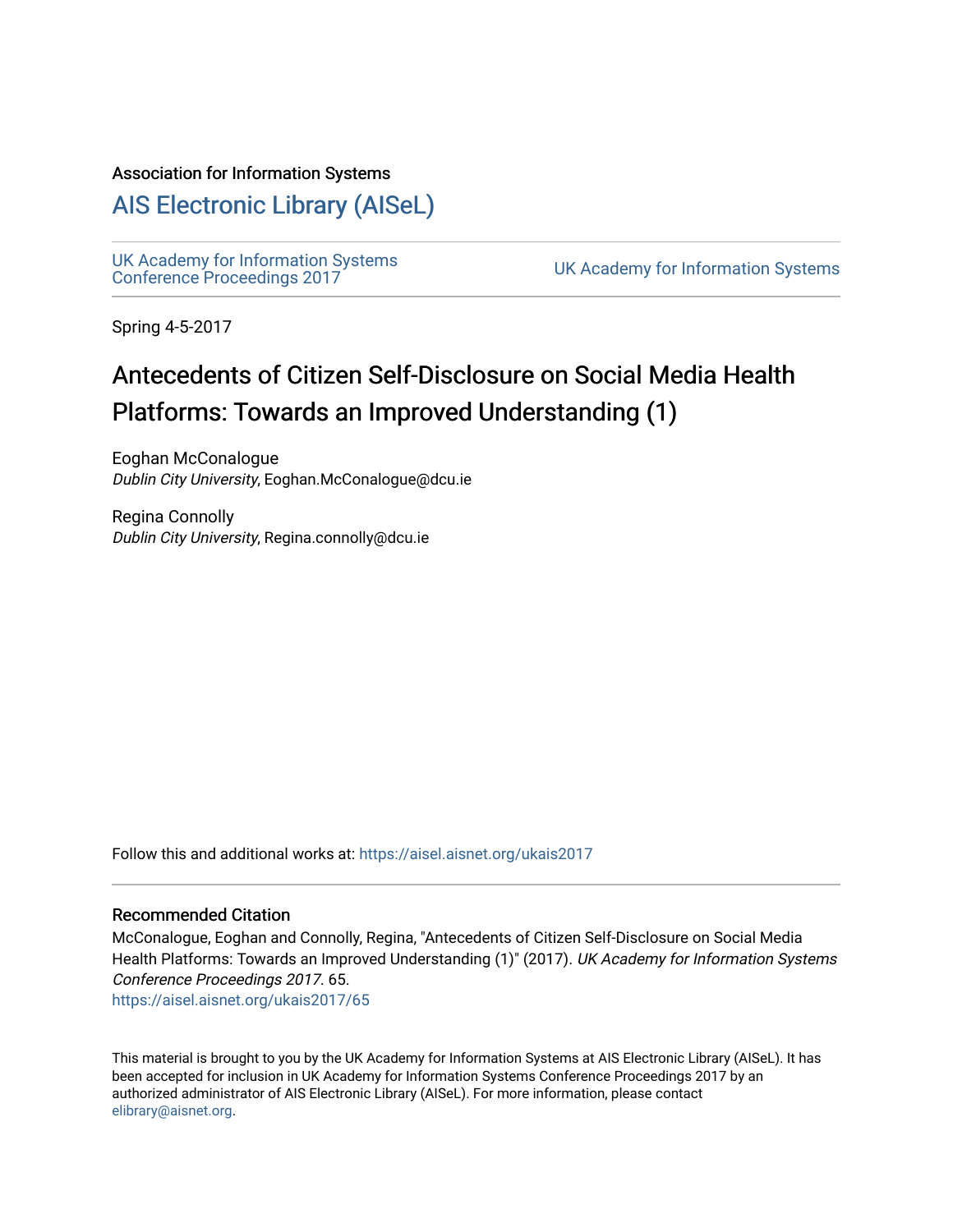Association for Information Systems

# AIS Electronic Library (AISeL)

UK Academy for Information Systems Conference Proceedings 2017

UK Academy for Information Systems

Spring 4-5-2017

## Antecedents of Citizen Self-Disclosure on Social Media Health Platforms: Towards an Improved Understanding (1)

Eoghan McConalogue
*Dublin City University*, Eoghan.McConalogue@dcu.ie

Regina Connolly
*Dublin City University*, Regina.connolly@dcu.ie

Follow this and additional works at: https://aisel.aisnet.org/ukais2017

### Recommended Citation

McConalogue, Eoghan and Connolly, Regina, "Antecedents of Citizen Self-Disclosure on Social Media Health Platforms: Towards an Improved Understanding (1)" (2017). *UK Academy for Information Systems Conference Proceedings 2017*. 65.
https://aisel.aisnet.org/ukais2017/65

This material is brought to you by the UK Academy for Information Systems at AIS Electronic Library (AISeL). It has been accepted for inclusion in UK Academy for Information Systems Conference Proceedings 2017 by an authorized administrator of AIS Electronic Library (AISeL). For more information, please contact elibrary@aisnet.org.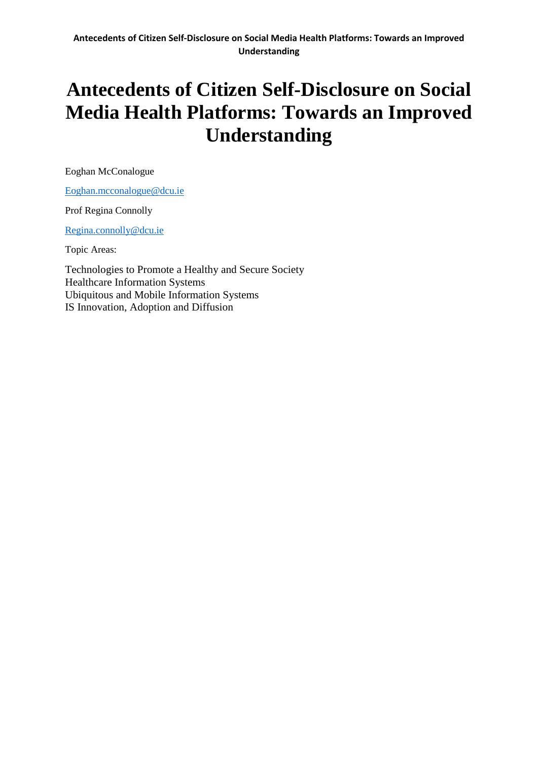# Antecedents of Citizen Self-Disclosure on Social Media Health Platforms: Towards an Improved Understanding

Eoghan McConalogue

Eoghan.mcconalogue@dcu.ie

Prof Regina Connolly

Regina.connolly@dcu.ie

Topic Areas:

Technologies to Promote a Healthy and Secure Society
Healthcare Information Systems
Ubiquitous and Mobile Information Systems
IS Innovation, Adoption and Diffusion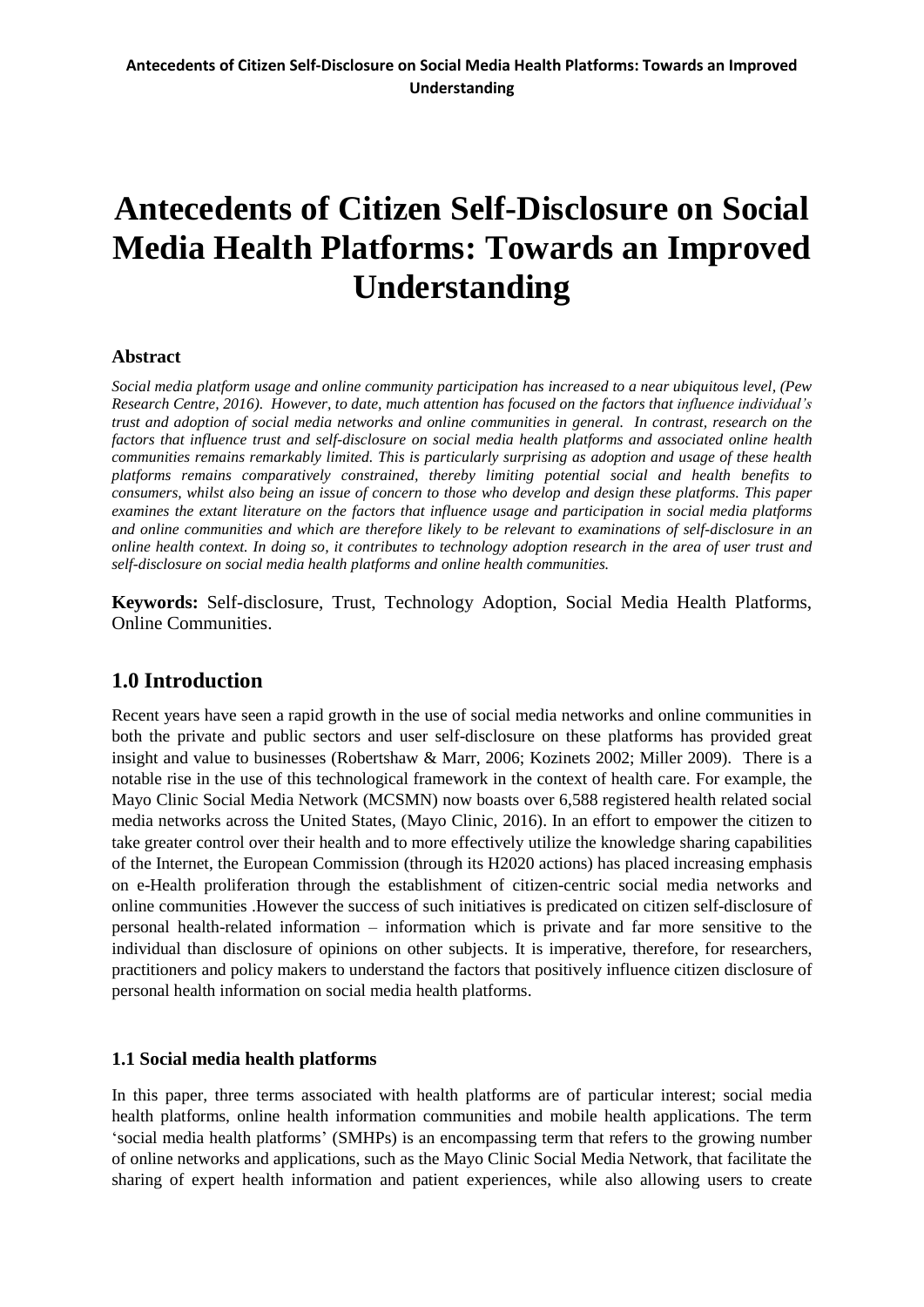# Antecedents of Citizen Self-Disclosure on Social Media Health Platforms: Towards an Improved Understanding

**Abstract**

*Social media platform usage and online community participation has increased to a near ubiquitous level, (Pew Research Centre, 2016). However, to date, much attention has focused on the factors that influence individual's trust and adoption of social media networks and online communities in general. In contrast, research on the factors that influence trust and self-disclosure on social media health platforms and associated online health communities remains remarkably limited. This is particularly surprising as adoption and usage of these health platforms remains comparatively constrained, thereby limiting potential social and health benefits to consumers, whilst also being an issue of concern to those who develop and design these platforms. This paper examines the extant literature on the factors that influence usage and participation in social media platforms and online communities and which are therefore likely to be relevant to examinations of self-disclosure in an online health context. In doing so, it contributes to technology adoption research in the area of user trust and self-disclosure on social media health platforms and online health communities.*

**Keywords:** Self-disclosure, Trust, Technology Adoption, Social Media Health Platforms, Online Communities.

## 1.0 Introduction

Recent years have seen a rapid growth in the use of social media networks and online communities in both the private and public sectors and user self-disclosure on these platforms has provided great insight and value to businesses (Robertshaw & Marr, 2006; Kozinets 2002; Miller 2009). There is a notable rise in the use of this technological framework in the context of health care. For example, the Mayo Clinic Social Media Network (MCSMN) now boasts over 6,588 registered health related social media networks across the United States, (Mayo Clinic, 2016). In an effort to empower the citizen to take greater control over their health and to more effectively utilize the knowledge sharing capabilities of the Internet, the European Commission (through its H2020 actions) has placed increasing emphasis on e-Health proliferation through the establishment of citizen-centric social media networks and online communities .However the success of such initiatives is predicated on citizen self-disclosure of personal health-related information – information which is private and far more sensitive to the individual than disclosure of opinions on other subjects. It is imperative, therefore, for researchers, practitioners and policy makers to understand the factors that positively influence citizen disclosure of personal health information on social media health platforms.

### 1.1 Social media health platforms

In this paper, three terms associated with health platforms are of particular interest; social media health platforms, online health information communities and mobile health applications. The term 'social media health platforms' (SMHPs) is an encompassing term that refers to the growing number of online networks and applications, such as the Mayo Clinic Social Media Network, that facilitate the sharing of expert health information and patient experiences, while also allowing users to create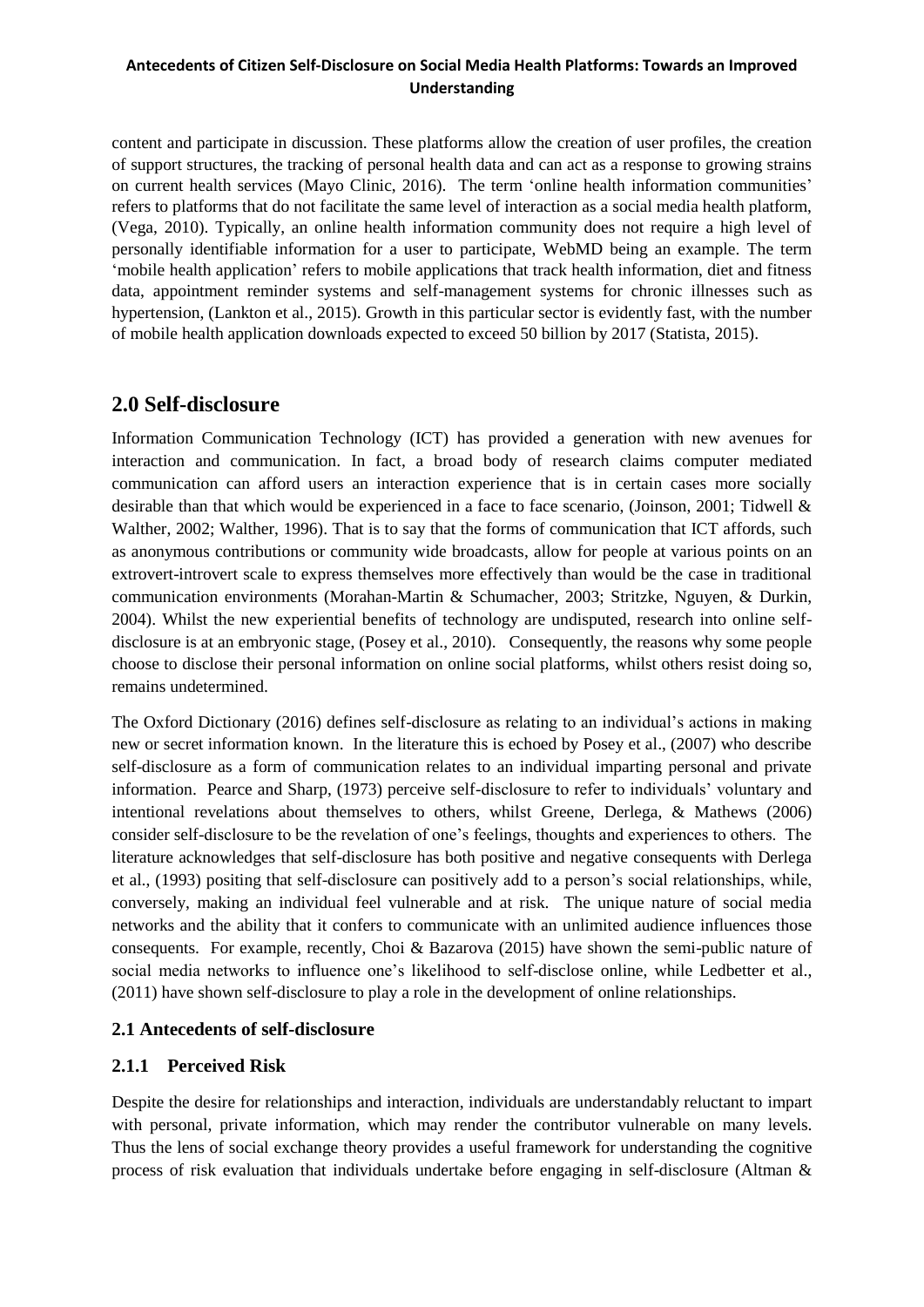content and participate in discussion. These platforms allow the creation of user profiles, the creation of support structures, the tracking of personal health data and can act as a response to growing strains on current health services (Mayo Clinic, 2016). The term 'online health information communities' refers to platforms that do not facilitate the same level of interaction as a social media health platform, (Vega, 2010). Typically, an online health information community does not require a high level of personally identifiable information for a user to participate, WebMD being an example. The term 'mobile health application' refers to mobile applications that track health information, diet and fitness data, appointment reminder systems and self-management systems for chronic illnesses such as hypertension, (Lankton et al., 2015). Growth in this particular sector is evidently fast, with the number of mobile health application downloads expected to exceed 50 billion by 2017 (Statista, 2015).

## 2.0 Self-disclosure

Information Communication Technology (ICT) has provided a generation with new avenues for interaction and communication. In fact, a broad body of research claims computer mediated communication can afford users an interaction experience that is in certain cases more socially desirable than that which would be experienced in a face to face scenario, (Joinson, 2001; Tidwell & Walther, 2002; Walther, 1996). That is to say that the forms of communication that ICT affords, such as anonymous contributions or community wide broadcasts, allow for people at various points on an extrovert-introvert scale to express themselves more effectively than would be the case in traditional communication environments (Morahan-Martin & Schumacher, 2003; Stritzke, Nguyen, & Durkin, 2004). Whilst the new experiential benefits of technology are undisputed, research into online self-disclosure is at an embryonic stage, (Posey et al., 2010). Consequently, the reasons why some people choose to disclose their personal information on online social platforms, whilst others resist doing so, remains undetermined.

The Oxford Dictionary (2016) defines self-disclosure as relating to an individual's actions in making new or secret information known. In the literature this is echoed by Posey et al., (2007) who describe self-disclosure as a form of communication relates to an individual imparting personal and private information. Pearce and Sharp, (1973) perceive self-disclosure to refer to individuals' voluntary and intentional revelations about themselves to others, whilst Greene, Derlega, & Mathews (2006) consider self-disclosure to be the revelation of one's feelings, thoughts and experiences to others. The literature acknowledges that self-disclosure has both positive and negative consequents with Derlega et al., (1993) positing that self-disclosure can positively add to a person's social relationships, while, conversely, making an individual feel vulnerable and at risk. The unique nature of social media networks and the ability that it confers to communicate with an unlimited audience influences those consequents. For example, recently, Choi & Bazarova (2015) have shown the semi-public nature of social media networks to influence one's likelihood to self-disclose online, while Ledbetter et al., (2011) have shown self-disclosure to play a role in the development of online relationships.

### 2.1 Antecedents of self-disclosure

#### 2.1.1 Perceived Risk

Despite the desire for relationships and interaction, individuals are understandably reluctant to impart with personal, private information, which may render the contributor vulnerable on many levels. Thus the lens of social exchange theory provides a useful framework for understanding the cognitive process of risk evaluation that individuals undertake before engaging in self-disclosure (Altman &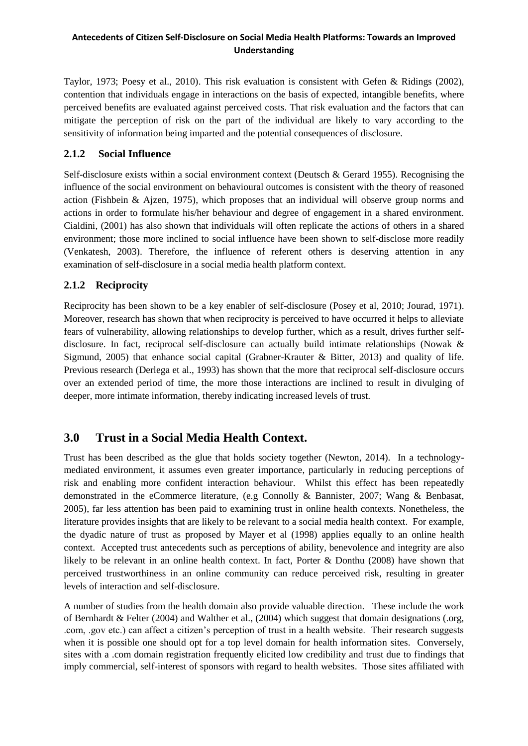Taylor, 1973; Poesy et al., 2010). This risk evaluation is consistent with Gefen & Ridings (2002), contention that individuals engage in interactions on the basis of expected, intangible benefits, where perceived benefits are evaluated against perceived costs. That risk evaluation and the factors that can mitigate the perception of risk on the part of the individual are likely to vary according to the sensitivity of information being imparted and the potential consequences of disclosure.

### 2.1.2 Social Influence

Self-disclosure exists within a social environment context (Deutsch & Gerard 1955). Recognising the influence of the social environment on behavioural outcomes is consistent with the theory of reasoned action (Fishbein & Ajzen, 1975), which proposes that an individual will observe group norms and actions in order to formulate his/her behaviour and degree of engagement in a shared environment. Cialdini, (2001) has also shown that individuals will often replicate the actions of others in a shared environment; those more inclined to social influence have been shown to self-disclose more readily (Venkatesh, 2003). Therefore, the influence of referent others is deserving attention in any examination of self-disclosure in a social media health platform context.

### 2.1.2 Reciprocity

Reciprocity has been shown to be a key enabler of self-disclosure (Posey et al, 2010; Jourad, 1971). Moreover, research has shown that when reciprocity is perceived to have occurred it helps to alleviate fears of vulnerability, allowing relationships to develop further, which as a result, drives further self-disclosure. In fact, reciprocal self-disclosure can actually build intimate relationships (Nowak & Sigmund, 2005) that enhance social capital (Grabner-Krauter & Bitter, 2013) and quality of life. Previous research (Derlega et al., 1993) has shown that the more that reciprocal self-disclosure occurs over an extended period of time, the more those interactions are inclined to result in divulging of deeper, more intimate information, thereby indicating increased levels of trust.

## 3.0 Trust in a Social Media Health Context.

Trust has been described as the glue that holds society together (Newton, 2014). In a technology-mediated environment, it assumes even greater importance, particularly in reducing perceptions of risk and enabling more confident interaction behaviour. Whilst this effect has been repeatedly demonstrated in the eCommerce literature, (e.g Connolly & Bannister, 2007; Wang & Benbasat, 2005), far less attention has been paid to examining trust in online health contexts. Nonetheless, the literature provides insights that are likely to be relevant to a social media health context. For example, the dyadic nature of trust as proposed by Mayer et al (1998) applies equally to an online health context. Accepted trust antecedents such as perceptions of ability, benevolence and integrity are also likely to be relevant in an online health context. In fact, Porter & Donthu (2008) have shown that perceived trustworthiness in an online community can reduce perceived risk, resulting in greater levels of interaction and self-disclosure.

A number of studies from the health domain also provide valuable direction. These include the work of Bernhardt & Felter (2004) and Walther et al., (2004) which suggest that domain designations (.org, .com, .gov etc.) can affect a citizen's perception of trust in a health website. Their research suggests when it is possible one should opt for a top level domain for health information sites. Conversely, sites with a .com domain registration frequently elicited low credibility and trust due to findings that imply commercial, self-interest of sponsors with regard to health websites. Those sites affiliated with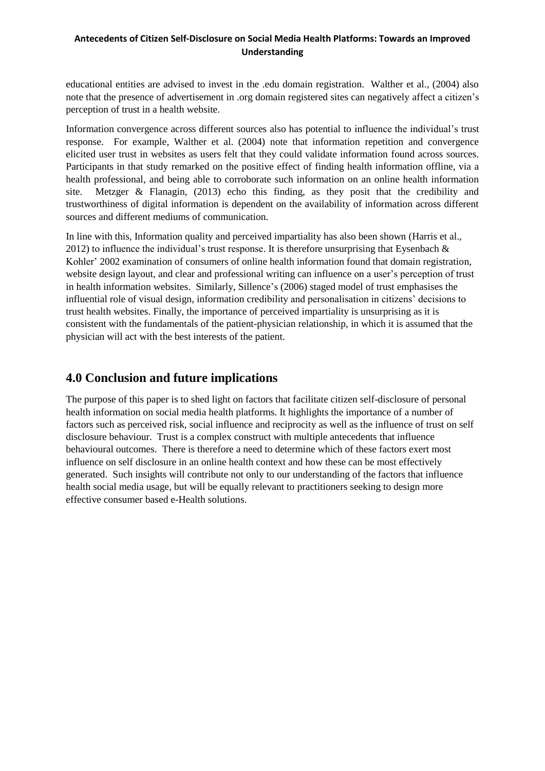educational entities are advised to invest in the .edu domain registration. Walther et al., (2004) also note that the presence of advertisement in .org domain registered sites can negatively affect a citizen's perception of trust in a health website.

Information convergence across different sources also has potential to influence the individual's trust response. For example, Walther et al. (2004) note that information repetition and convergence elicited user trust in websites as users felt that they could validate information found across sources. Participants in that study remarked on the positive effect of finding health information offline, via a health professional, and being able to corroborate such information on an online health information site. Metzger & Flanagin, (2013) echo this finding, as they posit that the credibility and trustworthiness of digital information is dependent on the availability of information across different sources and different mediums of communication.

In line with this, Information quality and perceived impartiality has also been shown (Harris et al., 2012) to influence the individual's trust response. It is therefore unsurprising that Eysenbach & Kohler' 2002 examination of consumers of online health information found that domain registration, website design layout, and clear and professional writing can influence on a user's perception of trust in health information websites. Similarly, Sillence's (2006) staged model of trust emphasises the influential role of visual design, information credibility and personalisation in citizens' decisions to trust health websites. Finally, the importance of perceived impartiality is unsurprising as it is consistent with the fundamentals of the patient-physician relationship, in which it is assumed that the physician will act with the best interests of the patient.

## 4.0 Conclusion and future implications

The purpose of this paper is to shed light on factors that facilitate citizen self-disclosure of personal health information on social media health platforms. It highlights the importance of a number of factors such as perceived risk, social influence and reciprocity as well as the influence of trust on self disclosure behaviour. Trust is a complex construct with multiple antecedents that influence behavioural outcomes. There is therefore a need to determine which of these factors exert most influence on self disclosure in an online health context and how these can be most effectively generated. Such insights will contribute not only to our understanding of the factors that influence health social media usage, but will be equally relevant to practitioners seeking to design more effective consumer based e-Health solutions.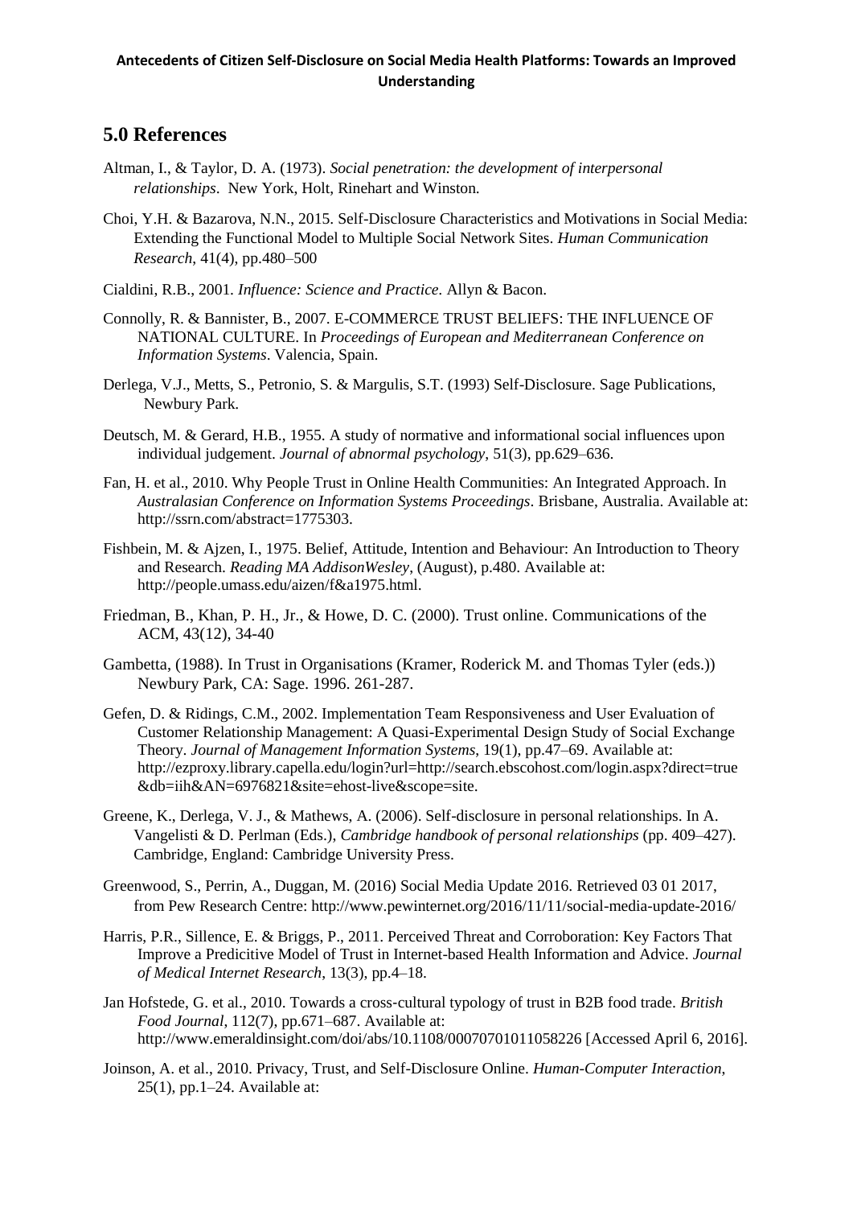## 5.0 References

Altman, I., & Taylor, D. A. (1973). *Social penetration: the development of interpersonal relationships*. New York, Holt, Rinehart and Winston.

Choi, Y.H. & Bazarova, N.N., 2015. Self-Disclosure Characteristics and Motivations in Social Media: Extending the Functional Model to Multiple Social Network Sites. *Human Communication Research*, 41(4), pp.480–500

Cialdini, R.B., 2001. *Influence: Science and Practice.* Allyn & Bacon.

Connolly, R. & Bannister, B., 2007. E-COMMERCE TRUST BELIEFS: THE INFLUENCE OF NATIONAL CULTURE. In *Proceedings of European and Mediterranean Conference on Information Systems*. Valencia, Spain.

Derlega, V.J., Metts, S., Petronio, S. & Margulis, S.T. (1993) Self-Disclosure. Sage Publications, Newbury Park.

Deutsch, M. & Gerard, H.B., 1955. A study of normative and informational social influences upon individual judgement. *Journal of abnormal psychology*, 51(3), pp.629–636.

Fan, H. et al., 2010. Why People Trust in Online Health Communities: An Integrated Approach. In *Australasian Conference on Information Systems Proceedings*. Brisbane, Australia. Available at: http://ssrn.com/abstract=1775303.

Fishbein, M. & Ajzen, I., 1975. Belief, Attitude, Intention and Behaviour: An Introduction to Theory and Research. *Reading MA AddisonWesley*, (August), p.480. Available at: http://people.umass.edu/aizen/f&a1975.html.

Friedman, B., Khan, P. H., Jr., & Howe, D. C. (2000). Trust online. Communications of the ACM, 43(12), 34-40

Gambetta, (1988). In Trust in Organisations (Kramer, Roderick M. and Thomas Tyler (eds.)) Newbury Park, CA: Sage. 1996. 261-287.

Gefen, D. & Ridings, C.M., 2002. Implementation Team Responsiveness and User Evaluation of Customer Relationship Management: A Quasi-Experimental Design Study of Social Exchange Theory. *Journal of Management Information Systems*, 19(1), pp.47–69. Available at: http://ezproxy.library.capella.edu/login?url=http://search.ebscohost.com/login.aspx?direct=true&db=iih&AN=6976821&site=ehost-live&scope=site.

Greene, K., Derlega, V. J., & Mathews, A. (2006). Self-disclosure in personal relationships. In A. Vangelisti & D. Perlman (Eds.), *Cambridge handbook of personal relationships* (pp. 409–427). Cambridge, England: Cambridge University Press.

Greenwood, S., Perrin, A., Duggan, M. (2016) Social Media Update 2016. Retrieved 03 01 2017, from Pew Research Centre: http://www.pewinternet.org/2016/11/11/social-media-update-2016/

Harris, P.R., Sillence, E. & Briggs, P., 2011. Perceived Threat and Corroboration: Key Factors That Improve a Predicitive Model of Trust in Internet-based Health Information and Advice. *Journal of Medical Internet Research*, 13(3), pp.4–18.

Jan Hofstede, G. et al., 2010. Towards a cross-cultural typology of trust in B2B food trade. *British Food Journal*, 112(7), pp.671–687. Available at: http://www.emeraldinsight.com/doi/abs/10.1108/00070701011058226 [Accessed April 6, 2016].

Joinson, A. et al., 2010. Privacy, Trust, and Self-Disclosure Online. *Human-Computer Interaction*, 25(1), pp.1–24. Available at: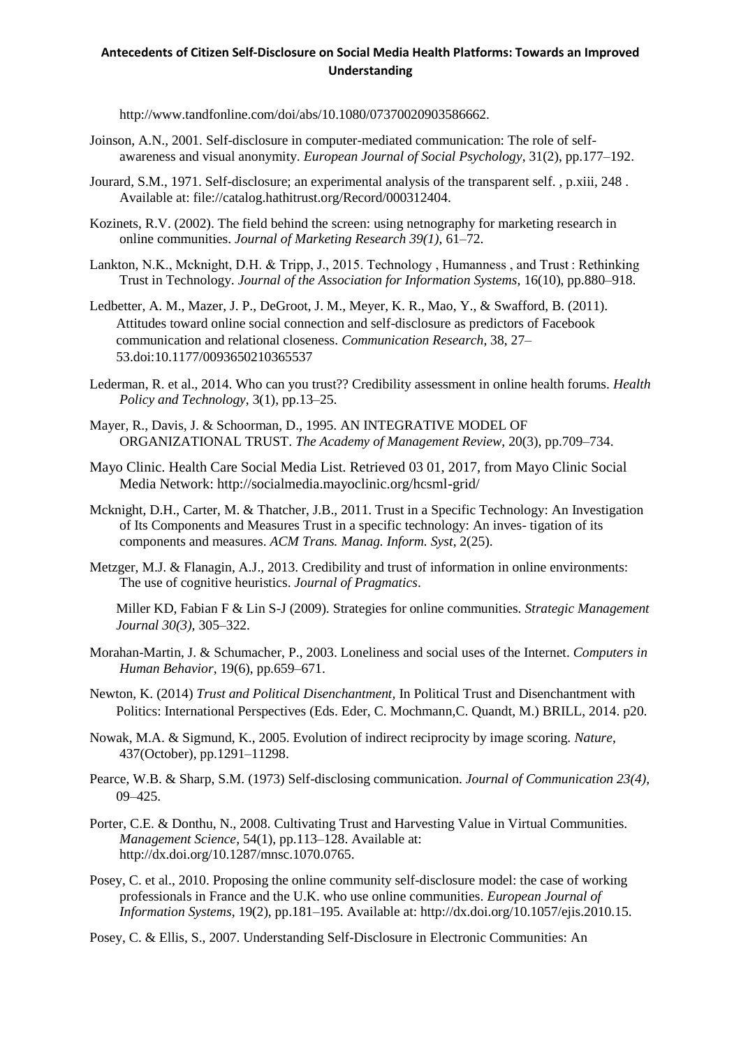http://www.tandfonline.com/doi/abs/10.1080/07370020903586662.

Joinson, A.N., 2001. Self-disclosure in computer-mediated communication: The role of self-awareness and visual anonymity. *European Journal of Social Psychology*, 31(2), pp.177–192.

Jourard, S.M., 1971. Self-disclosure; an experimental analysis of the transparent self. , p.xiii, 248 . Available at: file://catalog.hathitrust.org/Record/000312404.

Kozinets, R.V. (2002). The field behind the screen: using netnography for marketing research in online communities. *Journal of Marketing Research 39(1)*, 61–72.

Lankton, N.K., Mcknight, D.H. & Tripp, J., 2015. Technology , Humanness , and Trust : Rethinking Trust in Technology. *Journal of the Association for Information Systems*, 16(10), pp.880–918.

Ledbetter, A. M., Mazer, J. P., DeGroot, J. M., Meyer, K. R., Mao, Y., & Swafford, B. (2011). Attitudes toward online social connection and self-disclosure as predictors of Facebook communication and relational closeness. *Communication Research*, 38, 27–53.doi:10.1177/0093650210365537

Lederman, R. et al., 2014. Who can you trust?? Credibility assessment in online health forums. *Health Policy and Technology*, 3(1), pp.13–25.

Mayer, R., Davis, J. & Schoorman, D., 1995. AN INTEGRATIVE MODEL OF ORGANIZATIONAL TRUST. *The Academy of Management Review*, 20(3), pp.709–734.

Mayo Clinic. Health Care Social Media List. Retrieved 03 01, 2017, from Mayo Clinic Social Media Network: http://socialmedia.mayoclinic.org/hcsml-grid/

Mcknight, D.H., Carter, M. & Thatcher, J.B., 2011. Trust in a Specific Technology: An Investigation of Its Components and Measures Trust in a specific technology: An inves- tigation of its components and measures. *ACM Trans. Manag. Inform. Syst*, 2(25).

Metzger, M.J. & Flanagin, A.J., 2013. Credibility and trust of information in online environments: The use of cognitive heuristics. *Journal of Pragmatics*.

Miller KD, Fabian F & Lin S-J (2009). Strategies for online communities. *Strategic Management Journal 30(3),* 305–322.

Morahan-Martin, J. & Schumacher, P., 2003. Loneliness and social uses of the Internet. *Computers in Human Behavior*, 19(6), pp.659–671.

Newton, K. (2014) *Trust and Political Disenchantment,* In Political Trust and Disenchantment with Politics: International Perspectives (Eds. Eder, C. Mochmann,C. Quandt, M.) BRILL, 2014. p20.

Nowak, M.A. & Sigmund, K., 2005. Evolution of indirect reciprocity by image scoring. *Nature*, 437(October), pp.1291–11298.

Pearce, W.B. & Sharp, S.M. (1973) Self-disclosing communication. *Journal of Communication 23(4),* 09–425.

Porter, C.E. & Donthu, N., 2008. Cultivating Trust and Harvesting Value in Virtual Communities. *Management Science*, 54(1), pp.113–128. Available at: http://dx.doi.org/10.1287/mnsc.1070.0765.

Posey, C. et al., 2010. Proposing the online community self-disclosure model: the case of working professionals in France and the U.K. who use online communities. *European Journal of Information Systems*, 19(2), pp.181–195. Available at: http://dx.doi.org/10.1057/ejis.2010.15.

Posey, C. & Ellis, S., 2007. Understanding Self-Disclosure in Electronic Communities: An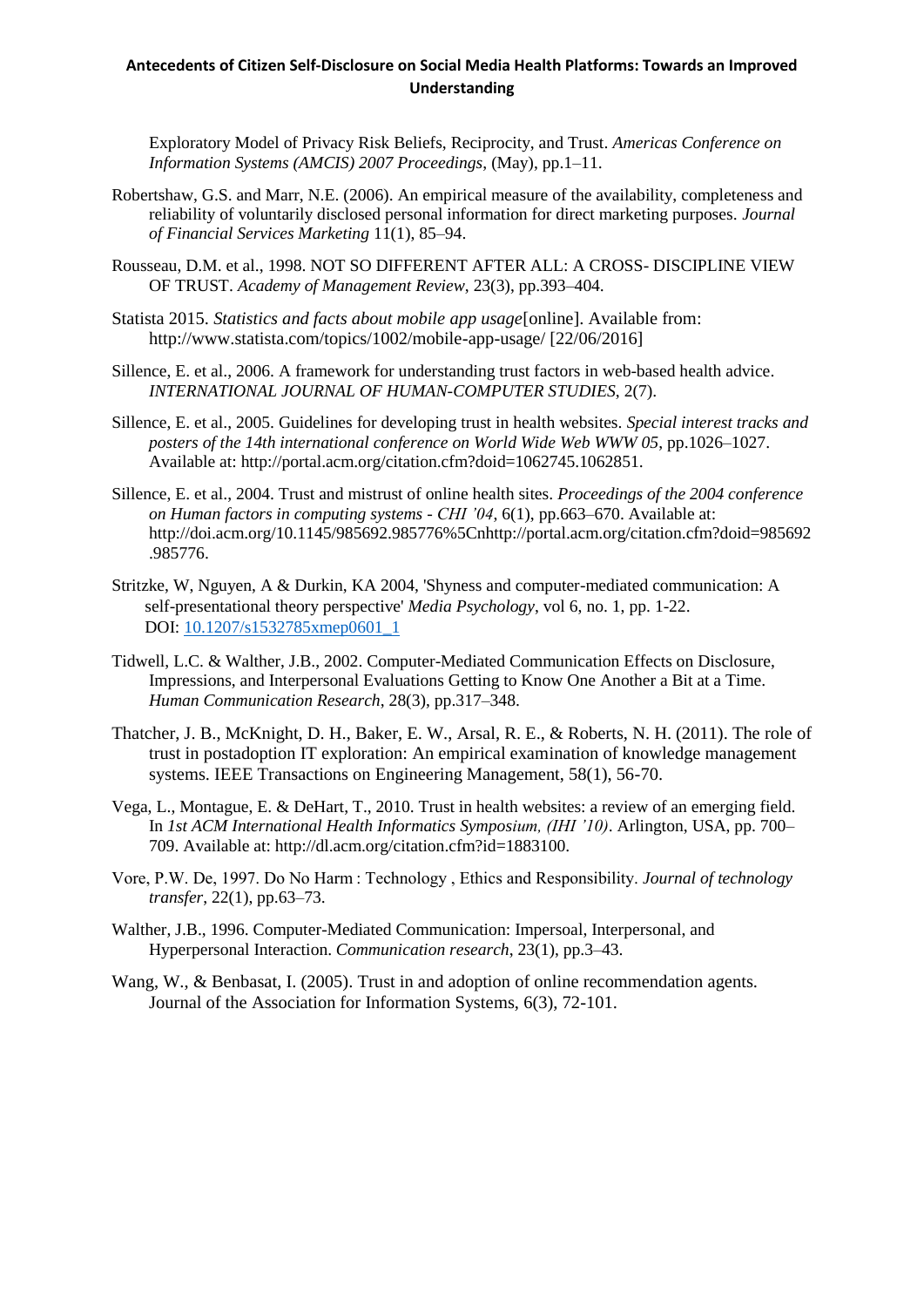Exploratory Model of Privacy Risk Beliefs, Reciprocity, and Trust. *Americas Conference on Information Systems (AMCIS) 2007 Proceedings*, (May), pp.1–11.

Robertshaw, G.S. and Marr, N.E. (2006). An empirical measure of the availability, completeness and reliability of voluntarily disclosed personal information for direct marketing purposes. *Journal of Financial Services Marketing* 11(1), 85–94.

Rousseau, D.M. et al., 1998. NOT SO DIFFERENT AFTER ALL: A CROSS- DISCIPLINE VIEW OF TRUST. *Academy of Management Review*, 23(3), pp.393–404.

Statista 2015. *Statistics and facts about mobile app usage*[online]. Available from: http://www.statista.com/topics/1002/mobile-app-usage/ [22/06/2016]

Sillence, E. et al., 2006. A framework for understanding trust factors in web-based health advice. *INTERNATIONAL JOURNAL OF HUMAN-COMPUTER STUDIES*, 2(7).

Sillence, E. et al., 2005. Guidelines for developing trust in health websites. *Special interest tracks and posters of the 14th international conference on World Wide Web WWW 05*, pp.1026–1027. Available at: http://portal.acm.org/citation.cfm?doid=1062745.1062851.

Sillence, E. et al., 2004. Trust and mistrust of online health sites. *Proceedings of the 2004 conference on Human factors in computing systems - CHI '04*, 6(1), pp.663–670. Available at: http://doi.acm.org/10.1145/985692.985776%5Cnhttp://portal.acm.org/citation.cfm?doid=985692.985776.

Stritzke, W, Nguyen, A & Durkin, KA 2004, 'Shyness and computer-mediated communication: A self-presentational theory perspective' *Media Psychology*, vol 6, no. 1, pp. 1-22. DOI: 10.1207/s1532785xmep0601_1

Tidwell, L.C. & Walther, J.B., 2002. Computer-Mediated Communication Effects on Disclosure, Impressions, and Interpersonal Evaluations Getting to Know One Another a Bit at a Time. *Human Communication Research*, 28(3), pp.317–348.

Thatcher, J. B., McKnight, D. H., Baker, E. W., Arsal, R. E., & Roberts, N. H. (2011). The role of trust in postadoption IT exploration: An empirical examination of knowledge management systems. IEEE Transactions on Engineering Management, 58(1), 56-70.

Vega, L., Montague, E. & DeHart, T., 2010. Trust in health websites: a review of an emerging field. In *1st ACM International Health Informatics Symposium, (IHI '10)*. Arlington, USA, pp. 700–709. Available at: http://dl.acm.org/citation.cfm?id=1883100.

Vore, P.W. De, 1997. Do No Harm : Technology , Ethics and Responsibility. *Journal of technology transfer*, 22(1), pp.63–73.

Walther, J.B., 1996. Computer-Mediated Communication: Impersoal, Interpersonal, and Hyperpersonal Interaction. *Communication research*, 23(1), pp.3–43.

Wang, W., & Benbasat, I. (2005). Trust in and adoption of online recommendation agents. Journal of the Association for Information Systems, 6(3), 72-101.